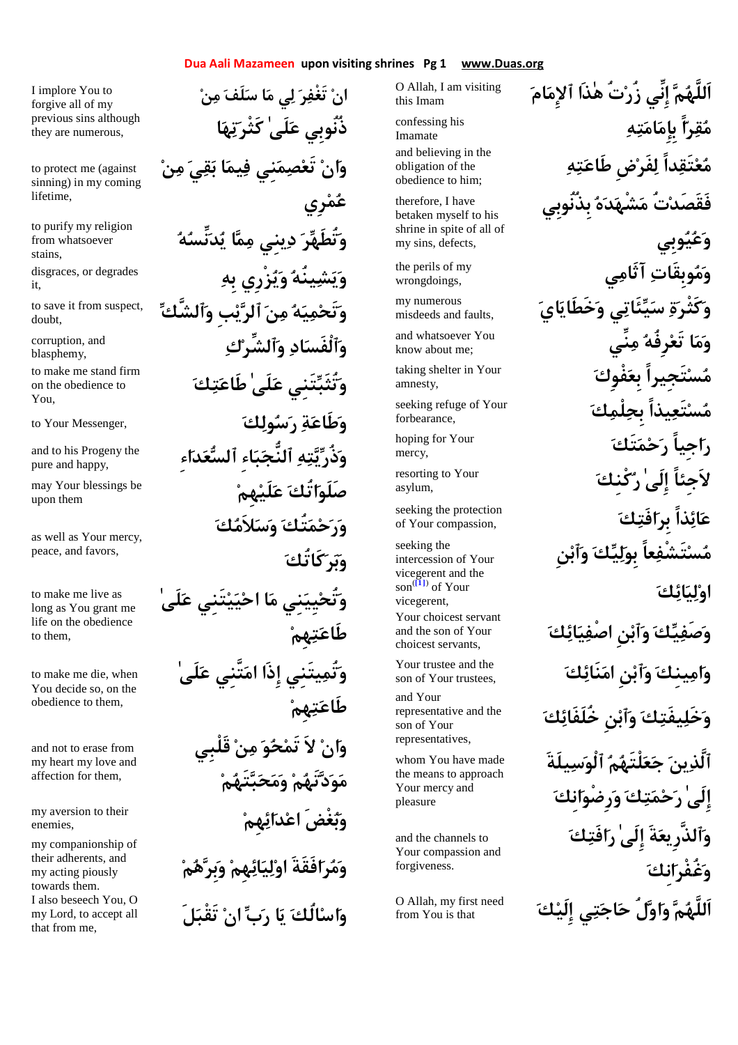# Dua Aali Mazameen upon visiting shrines

| | |
|---|---|
| اَللَّهُمَّ إِنِّي زُرْتُ هٰذَا ٱلإِمَامَ | O Allah, I am visiting this Imam |
| مُقِرّاً بِإِمَامَتِهِ | confessing his Imamate |
| مُعْتَقِداً لِفَرْضِ طَاعَتِهِ | and believing in the obligation of the obedience to him; |
| فَقَصَدْتُ مَشْهَدَهُ بِذُنُوبِي وَعُيُوبِي | therefore, I have betaken myself to his shrine in spite of all of my sins, defects, |
| وَمُوبِقَاتِ آثَامِي | the perils of my wrongdoings, |
| وَكَثْرَةِ سَيِّئَاتِي وَخَطَايَايَ | my numerous misdeeds and faults, |
| وَمَا تَعْرِفُهُ مِنِّي | and whatsoever You know about me; |
| مُسْتَجِيراً بِعَفْوِكَ | taking shelter in Your amnesty, |
| مُسْتَعِيذاً بِحِلْمِكَ | seeking refuge of Your forbearance, |
| رَاجِياً رَحْمَتَكَ | hoping for Your mercy, |
| لاَجِئاً إِلَىٰ رُكْنِكَ | resorting to Your asylum, |
| عَائِذاً بِرَافَتِكَ | seeking the protection of Your compassion, |
| مُسْتَشْفِعاً بِوَلِيِّكَ وَٱبْنِ اوْلِيَائِكَ | seeking the intercession of Your vicegerent and the son[11] of Your vicegerent, |
| وَصَفِيِّكَ وَٱبْنِ اصْفِيَائِكَ | Your choicest servant and the son of Your choicest servants, |
| وَامِينِكَ وَٱبْنِ امَنَائِكَ | Your trustee and the son of Your trustees, |
| وَخَلِيفَتِكَ وَٱبْنِ خُلَفَائِكَ | and Your representative and the son of Your representatives, |
| ٱلَّذِينَ جَعَلْتَهُمُ ٱلْوَسِيلَةَ إِلَىٰ رَحْمَتِكَ وَرِضْوَانِكَ | whom You have made the means to approach Your mercy and pleasure |
| وَٱلذَّرِيعَةَ إِلَىٰ رَافَتِكَ وَغُفْرَانِكَ | and the channels to Your compassion and forgiveness. |
| اَللَّهُمَّ وَاوَّلُ حَاجَتِي إِلَيْكَ | O Allah, my first need from You is that |
| انْ تَغْفِرَ لِي مَا سَلَفَ مِنْ ذُنُوبِي عَلَىٰ كَثْرَتِهَا | I implore You to forgive all of my previous sins although they are numerous, |
| وَانْ تَعْصِمَنِي فِيمَا بَقِيَ مِنْ عُمْرِي | to protect me (against sinning) in my coming lifetime, |
| وَتُطَهِّرَ دِينِي مِمَّا يُدَنِّسُهُ | to purify my religion from whatsoever stains, |
| وَيَشِينُهُ وَيُزْرِي بِهِ | disgraces, or degrades it, |
| وَتَحْمِيَهُ مِنَ ٱلرَّيْبِ وَٱلشَّكِّ | to save it from suspect, doubt, |
| وَٱلْفَسَادِ وَٱلشِّرْكِ | corruption, and blasphemy, |
| وَتُثَبِّتَنِي عَلَىٰ طَاعَتِكَ | to make me stand firm on the obedience to You, |
| وَطَاعَةِ رَسُولِكَ | to Your Messenger, |
| وَذُرِّيَّتِهِ ٱلنُّجَبَاءِ ٱلسُّعَدَاءِ | and to his Progeny the pure and happy, |
| صَلَوَاتُكَ عَلَيْهِمْ | may Your blessings be upon them |
| وَرَحْمَتُكَ وَسَلاَمُكَ وَبَرَكَاتُكَ | as well as Your mercy, peace, and favors, |
| وَتُحْيِيَنِي مَا احْيَيْتَنِي عَلَىٰ طَاعَتِهِمْ | to make me live as long as You grant me life on the obedience to them, |
| وَتُمِيتَنِي إِذَا امَتَّنِي عَلَىٰ طَاعَتِهِمْ | to make me die, when You decide so, on the obedience to them, |
| وَانْ لاَ تَمْحُوَ مِنْ قَلْبِي مَوَدَّتَهُمْ وَمَحَبَّتَهُمْ | and not to erase from my heart my love and affection for them, |
| وَبُغْضَ اعْدَائِهِمْ | my aversion to their enemies, |
| وَمُرَافَقَةَ اوْلِيَائِهِمْ وَبِرَّهُمْ | my companionship of their adherents, and my acting piously towards them. |
| وَاسْالُكَ يَا رَبِّ انْ تَقْبَلَ | I also beseech You, O my Lord, to accept all that from me, |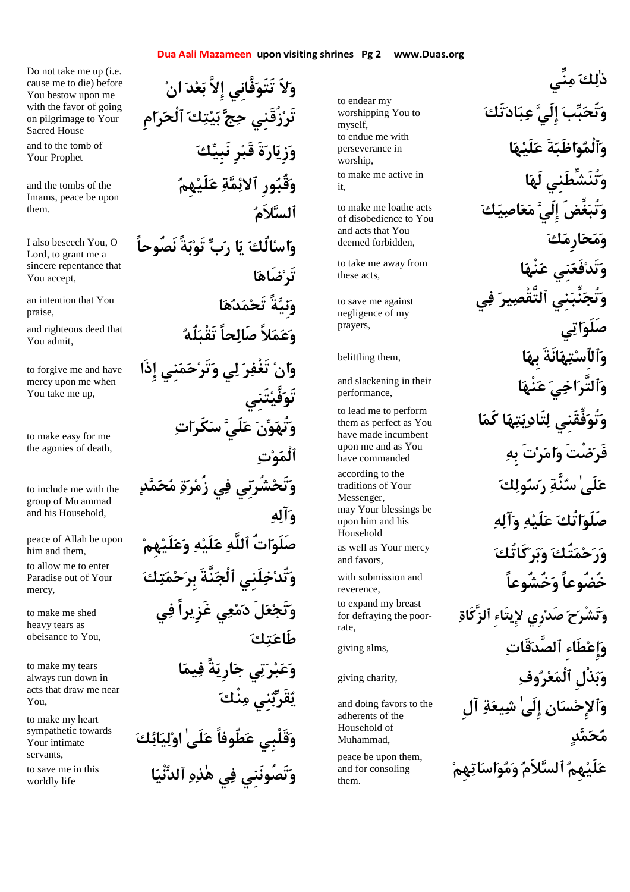| Arabic | English |
|---|---|
| ذٰلِكَ مِنِّي | |
| وَتُحَبِّبَ إِلَيَّ عِبَادَتَكَ | to endear my worshipping You to myself, |
| وَٱلْمُوَاظَبَةَ عَلَيْهَا | to endue me with perseverance in worship, |
| وَتُنَشِّطَنِي لَهَا | to make me active in it, |
| وَتُبَغِّضَ إِلَيَّ مَعَاصِيَكَ وَمَحَارِمَكَ | to make me loathe acts of disobedience to You and acts that You deemed forbidden, |
| وَتَدْفَعَنِي عَنْهَا | to take me away from these acts, |
| وَتُجَنِّبَنِي ٱلتَّقْصِيرَ فِي صَلَوَاتِي | to save me against negligence of my prayers, |
| وَٱلاِسْتِهَانَةَ بِهَا | belittling them, |
| وَٱلتَّرَاخِيَ عَنْهَا | and slackening in their performance, |
| وَتُوَفِّقَنِي لِتَادِيَتِهَا كَمَا فَرَضْتَ وَامَرْتَ بِهِ | to lead me to perform them as perfect as You have made incumbent upon me and as You have commanded |
| عَلَىٰ سُنَّةِ رَسُولِكَ | according to the traditions of Your Messenger, |
| صَلَوَاتُكَ عَلَيْهِ وَآلِهِ | may Your blessings be upon him and his Household |
| وَرَحْمَتُكَ وَبَرَكَاتُكَ | as well as Your mercy and favors, |
| خُضُوعاً وَخُشُوعاً | with submission and reverence, |
| وَتَشْرَحَ صَدْرِي لإِيتَاءِ ٱلزَّكَاةِ | to expand my breast for defraying the poor-rate, |
| وَإِعْطَاءِ ٱلصَّدَقَاتِ | giving alms, |
| وَبَذْلِ ٱلْمَعْرُوفِ | giving charity, |
| وَٱلإِحْسَانِ إِلَىٰ شِيعَةِ آلِ مُحَمَّدٍ | and doing favors to the adherents of the Household of Muhammad, |
| عَلَيْهِمُ ٱلسَّلاَمُ وَمُوَاسَاتِهِمْ | peace be upon them, and for consoling them. |
| وَلاَ تَتَوَفَّانِي إِلاَّ بَعْدَ انْ تَرْزُقَنِي حِجَّ بَيْتِكَ ٱلْحَرَامِ | Do not take me up (i.e. cause me to die) before You bestow upon me with the favor of going on pilgrimage to Your Sacred House |
| وَزِيَارَةَ قَبْرِ نَبِيِّكَ | and to the tomb of Your Prophet |
| وَقُبُورِ ٱلائِمَّةِ عَلَيْهِمُ ٱلسَّلاَمُ | and the tombs of the Imams, peace be upon them. |
| وَاسْالُكَ يَا رَبِّ تَوْبَةً نَصُوحاً تَرْضَاهَا | I also beseech You, O Lord, to grant me a sincere repentance that You accept, |
| وَنِيَّةً تَحْمَدُهَا | an intention that You praise, |
| وَعَمَلاً صَالِحاً تَقْبَلُهُ | and righteous deed that You admit, |
| وَانْ تَغْفِرَ لِي وَتَرْحَمَنِي إِذَا تَوَفَّيْتَنِي | to forgive me and have mercy upon me when You take me up, |
| وَتُهَوِّنَ عَلَيَّ سَكَرَاتِ ٱلْمَوْتِ | to make easy for me the agonies of death, |
| وَتَحْشُرَنِي فِي زُمْرَةِ مُحَمَّدٍ وَآلِهِ | to include me with the group of Muḥammad and his Household, |
| صَلَوَاتُ ٱللَّهِ عَلَيْهِ وَعَلَيْهِمْ | peace of Allah be upon him and them, |
| وَتُدْخِلَنِي ٱلْجَنَّةَ بِرَحْمَتِكَ | to allow me to enter Paradise out of Your mercy, |
| وَتَجْعَلَ دَمْعِي غَزِيراً فِي طَاعَتِكَ | to make me shed heavy tears as obeisance to You, |
| وَعَبْرَتِي جَارِيَةً فِيمَا يُقَرِّبُنِي مِنْكَ | to make my tears always run down in acts that draw me near You, |
| وَقَلْبِي عَطُوفاً عَلَىٰ اوْلِيَائِكَ | to make my heart sympathetic towards Your intimate servants, |
| وَتَصُونَنِي فِي هٰذِهِ ٱلدُّنْيَا | to save me in this worldly life |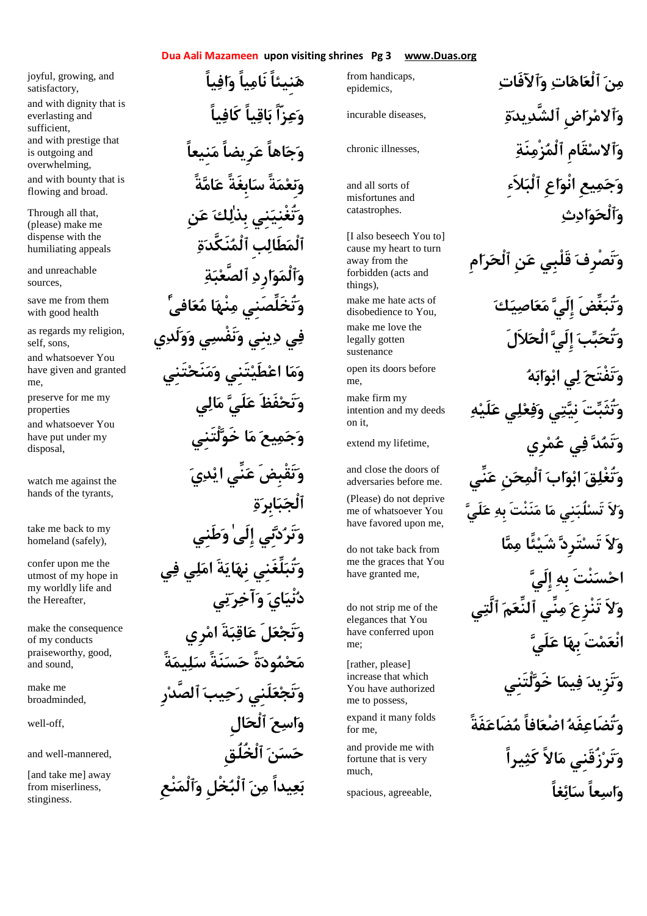| | |
|---|---|
| مِنَ ٱلْعَاهَاتِ وَٱلآفَاتِ | from handicaps, epidemics, |
| وَٱلامْرَاضِ ٱلشَّدِيدَةِ | incurable diseases, |
| وَٱلاسْقَامِ ٱلْمُزْمِنَةِ | chronic illnesses, |
| وَجَمِيعِ انْوَاعِ ٱلْبَلاَءِ وَٱلْحَوَادِثِ | and all sorts of misfortunes and catastrophes. |
| وَتَصْرِفَ قَلْبِي عَنِ ٱلْحَرَامِ | [I also beseech You to] cause my heart to turn away from the forbidden (acts and things), |
| وَتُبَغِّضَ إِلَيَّ مَعَاصِيَكَ | make me hate acts of disobedience to You, |
| وَتُحَبِّبَ إِلَيَّ ٱلحَلاَلَ | make me love the legally gotten sustenance |
| وَتَفْتَحَ لِي ابْوَابَهُ | open its doors before me, |
| وَتُثَبِّتَ نِيَّتِي وَفِعْلِي عَلَيْهِ | make firm my intention and my deeds on it, |
| وَتَمُدَّ فِي عُمْرِي | extend my lifetime, |
| وَتُغْلِقَ ابْوَابَ ٱلْمِحَنِ عَنِّي | and close the doors of adversaries before me. |
| وَلاَ تَسْلُبَنِي مَا مَنَنْتَ بِهِ عَلَيَّ | (Please) do not deprive me of whatsoever You have favored upon me, |
| وَلاَ تَسْتَرِدَّ شَيْئًا مِمَّا احْسَنْتَ بِهِ إِلَيَّ | do not take back from me the graces that You have granted me, |
| وَلاَ تَنْزِعَ مِنِّي ٱلنِّعَمَ ٱلَّتِي انْعَمْتَ بِهَا عَلَيَّ | do not strip me of the elegances that You have conferred upon me; |
| وَتَزِيدَ فِيمَا خَوَّلْتَنِي | [rather, please] increase that which You have authorized me to possess, |
| وَتُضَاعِفَهُ اضْعَافاً مُضَاعَفَةً | expand it many folds for me, |
| وَتَرْزُقَنِي مَالاً كَثِيراً | and provide me with fortune that is very much, |
| وَاسِعاً سَائِغاً | spacious, agreeable, |
| هَنِيئاً نَامِياً وَافِياً | joyful, growing, and satisfactory, |
| وَعِزّاً بَاقِياً كَافِياً | and with dignity that is everlasting and sufficient, |
| وَجَاهاً عَرِيضاً مَنِيعاً | and with prestige that is outgoing and overwhelming, |
| وَنِعْمَةً سَابِغَةً عَامَّةً | and with bounty that is flowing and broad. |
| وَتُغْنِيَنِي بِذٰلِكَ عَنِ ٱلْمَطَالِبِ ٱلْمُنَكَّدَةِ | Through all that, (please) make me dispense with the humiliating appeals |
| وَٱلْمَوَارِدِ ٱلصَّعْبَةِ | and unreachable sources, |
| وَتُخَلِّصَنِي مِنْهَا مُعَافىً | save me from them with good health |
| فِي دِينِي وَنَفْسِي وَوَلَدِي | as regards my religion, self, sons, |
| وَمَا اعْطَيْتَنِي وَمَنَحْتَنِي | and whatsoever You have given and granted me, |
| وَتَحْفَظَ عَلَيَّ مَالِي | preserve for me my properties |
| وَجَمِيعَ مَا خَوَّلْتَنِي | and whatsoever You have put under my disposal, |
| وَتَقْبِضَ عَنِّي ايْدِيَ ٱلْجَبَابِرَةِ | watch me against the hands of the tyrants, |
| وَتَرُدَّنِي إِلَىٰ وَطَنِي | take me back to my homeland (safely), |
| وَتُبَلِّغَنِي نِهَايَةَ امَلِي فِي دُنْيَايَ وَآخِرَتِي | confer upon me the utmost of my hope in my worldly life and the Hereafter, |
| وَتَجْعَلَ عَاقِبَةَ امْرِي مَحْمُودَةً حَسَنَةً سَلِيمَةً | make the consequence of my conducts praiseworthy, good, and sound, |
| وَتَجْعَلَنِي رَحِيبَ ٱلصَّدْرِ | make me broadminded, |
| وَاسِعَ ٱلْحَالِ | well-off, |
| حَسَنَ ٱلْخُلُقِ | and well-mannered, |
| بَعِيداً مِنَ ٱلْبُخْلِ وَٱلْمَنْعِ | [and take me] away from miserliness, stinginess. |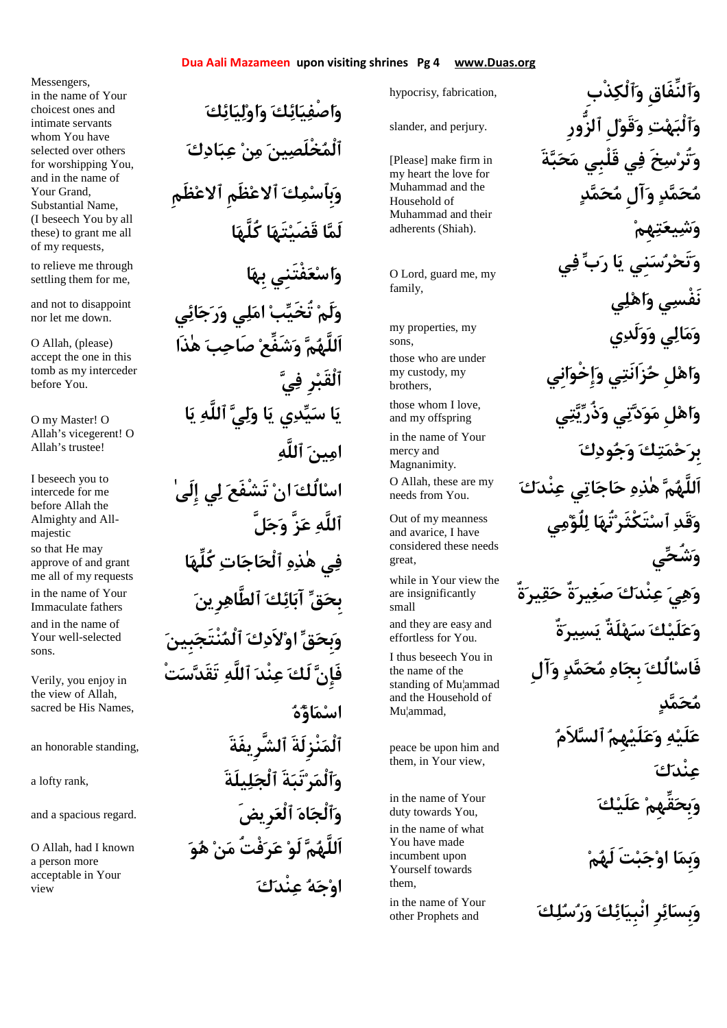وَٱلنِّفَاقِ وَٱلْكِذْبِ
hypocrisy, fabrication,

وَٱلْبَهْتِ وَقَوْلِ ٱلزُّورِ
slander, and perjury.

وَتُرْسِخَ فِي قَلْبِي مَحَبَّةَ مُحَمَّدٍ وَآلِ مُحَمَّدٍ وَشِيعَتِهِمْ
[Please] make firm in my heart the love for Muhammad and the Household of Muhammad and their adherents (Shiah).

وَتَحْرُسَنِي يَا رَبِّ فِي نَفْسِي وَاهْلِي
O Lord, guard me, my family,

وَمَالِي وَوَلَدِي
my properties, my sons,

وَاهْلِ حُزَانَتِي وَإِخْوَانِي
those who are under my custody, my brothers,

وَاهْلِ مَوَدَّتِي وَذُرِّيَّتِي
those whom I love, and my offspring

بِرَحْمَتِكَ وَجُودِكَ
in the name of Your mercy and Magnanimity.

اَللَّهُمَّ هٰذِهِ حَاجَاتِي عِنْدَكَ
O Allah, these are my needs from You.

وَقَدِ ٱسْتَكْثَرْتُهَا لِلُؤْمِي وَشُحِّي
Out of my meanness and avarice, I have considered these needs great,

وَهِيَ عِنْدَكَ صَغِيرَةٌ حَقِيرَةٌ
while in Your view the are insignificantly small

وَعَلَيْكَ سَهْلَةٌ يَسِيرَةٌ
and they are easy and effortless for You.

فَاسْالُكَ بِجَاهِ مُحَمَّدٍ وَآلِ مُحَمَّدٍ
I thus beseech You in the name of the standing of Mu¦ammad and the Household of Mu¦ammad,

عَلَيْهِ وَعَلَيْهِمُ ٱلسَّلاَمُ عِنْدَكَ
peace be upon him and them, in Your view,

وَبِحَقِّهِمْ عَلَيْكَ
in the name of Your duty towards You,

وَبِمَا اوْجَبْتَ لَهُمْ
in the name of what You have made incumbent upon Yourself towards them,

وَبِسَائِرِ انْبِيَائِكَ وَرُسُلِكَ
in the name of Your other Prophets and Messengers,

وَاصْفِيَائِكَ وَاوْلِيَائِكَ ٱلْمُخْلَصِينَ مِنْ عِبَادِكَ
in the name of Your choicest ones and intimate servants whom You have selected over others for worshipping You,

وَبِٱسْمِكَ ٱلاعْظَمِ ٱلاعْظَمِ
and in the name of Your Grand, Substantial Name,

لَمَّا قَضَيْتَهَا كُلَّهَا
(I beseech You by all these) to grant me all of my requests,

وَاسْعَفْتَنِي بِهَا
to relieve me through settling them for me,

وَلَمْ تُخَيِّبْ امَلِي وَرَجَائِي
and not to disappoint nor let me down.

اَللَّهُمَّ وَشَفِّعْ صَاحِبَ هٰذَا ٱلْقَبْرِ فِيَّ
O Allah, (please) accept the one in this tomb as my interceder before You.

يَا سَيِّدِي يَا وَلِيَّ ٱللَّهِ يَا امِينَ ٱللَّهِ
O my Master! O Allah’s vicegerent! O Allah’s trustee!

اسْالُكَ انْ تَشْفَعَ لِي إِلَىٰ ٱللَّهِ عَزَّ وَجَلَّ
I beseech you to intercede for me before Allah the Almighty and All-majestic

فِي هٰذِهِ ٱلْحَاجَاتِ كُلِّهَا
so that He may approve of and grant me all of my requests

بِحَقِّ آبَائِكَ ٱلطَّاهِرِينَ
in the name of Your Immaculate fathers

وَبِحَقِّ اوْلاَدِكَ ٱلْمُنْتَجَبِينَ
and in the name of Your well-selected sons.

فَإِنَّ لَكَ عِنْدَ ٱللَّهِ تَقَدَّسَتْ اسْمَاؤُهُ
Verily, you enjoy in the view of Allah, sacred be His Names,

ٱلْمَنْزِلَةَ ٱلشَّرِيفَةَ
an honorable standing,

وَٱلْمَرْتَبَةَ ٱلْجَلِيلَةَ
a lofty rank,

وَٱلْجَاهَ ٱلْعَرِيضَ
and a spacious regard.

اَللَّهُمَّ لَوْ عَرَفْتُ مَنْ هُوَ اوْجَهُ عِنْدَكَ
O Allah, had I known a person more acceptable in Your view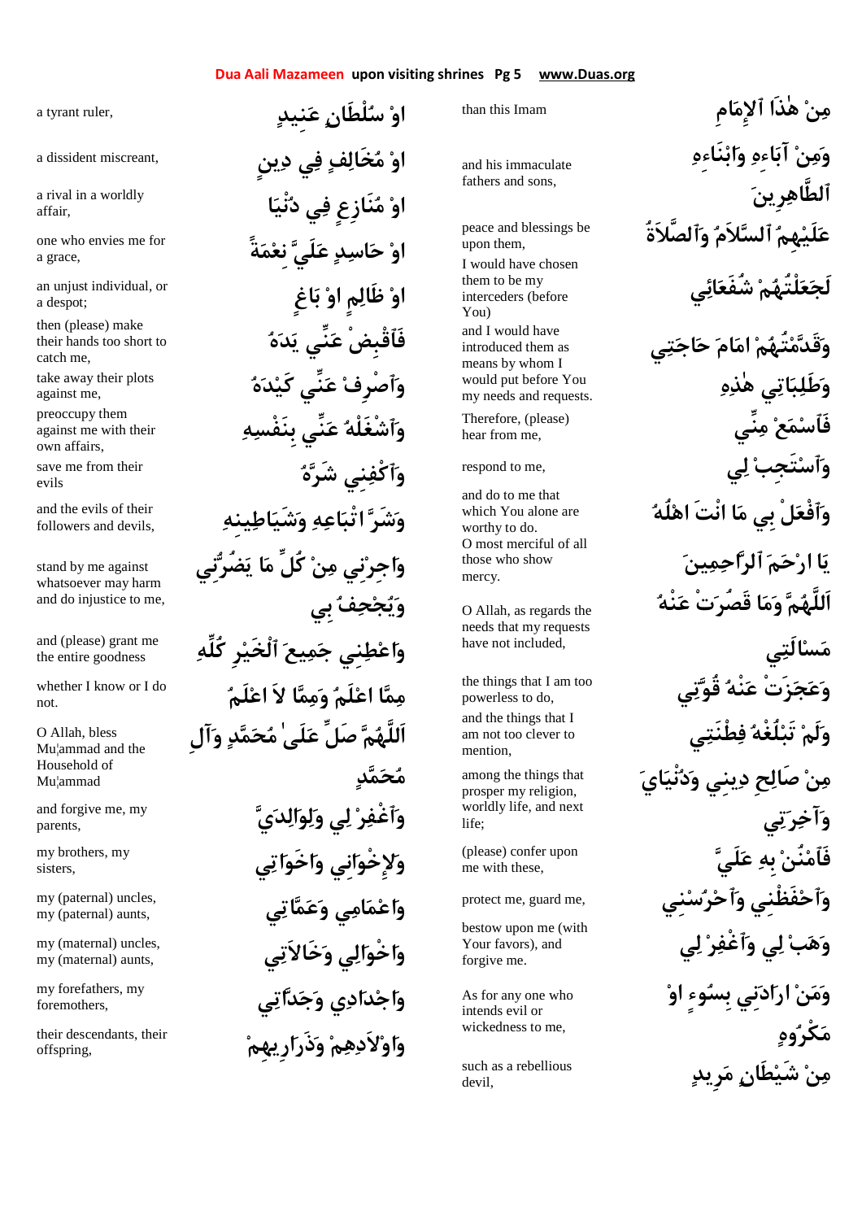| | |
|---|---|
| مِنْ هٰذَا ٱلإِمَامِ | than this Imam |
| وَمِنْ آبَاءِهِ وَابْنَاءِهِ ٱلطَّاهِرِينَ | and his immaculate fathers and sons, |
| عَلَيْهِمُ ٱلسَّلاَمُ وَٱلصَّلاَةُ | peace and blessings be upon them, |
| لَجَعَلْتُهُمْ شُفَعَائِي | I would have chosen them to be my interceders (before You) |
| وَقَدَّمْتُهُمْ امَامَ حَاجَتِي وَطَلِبَاتِي هٰذِهِ | and I would have introduced them as means by whom I would put before You my needs and requests. |
| فَٱسْمَعْ مِنِّي | Therefore, (please) hear from me, |
| وَٱسْتَجِبْ لِي | respond to me, |
| وَٱفْعَلْ بِي مَا انْتَ اهْلُهُ | and do to me that which You alone are worthy to do. |
| يَا ارْحَمَ ٱلرَّاحِمِينَ | O most merciful of all those who show mercy. |
| اَللَّهُمَّ وَمَا قَصُرَتْ عَنْهُ مَسْالَتِي | O Allah, as regards the needs that my requests have not included, |
| وَعَجَزَتْ عَنْهُ قُوَّتِي | the things that I am too powerless to do, |
| وَلَمْ تَبْلُغْهُ فِطْنَتِي | and the things that I am not too clever to mention, |
| مِنْ صَالِحِ دِينِي وَدُنْيَايَ وَآخِرَتِي | among the things that prosper my religion, worldly life, and next life; |
| فَٱمْنُنْ بِهِ عَلَيَّ | (please) confer upon me with these, |
| وَٱحْفَظْنِي وَٱحْرُسْنِي | protect me, guard me, |
| وَهَبْ لِي وَٱغْفِرْ لِي | bestow upon me (with Your favors), and forgive me. |
| وَمَنْ ارَادَنِي بِسُوءٍ اوْ مَكْرُوهٍ | As for any one who intends evil or wickedness to me, |
| مِنْ شَيْطَانٍ مَرِيدٍ | such as a rebellious devil, |
| اوْ سُلْطَانٍ عَنِيدٍ | a tyrant ruler, |
| اوْ مُخَالِفٍ فِي دِينٍ | a dissident miscreant, |
| اوْ مُنَازِعٍ فِي دُنْيَا | a rival in a worldly affair, |
| اوْ حَاسِدٍ عَلَيَّ نِعْمَةً | one who envies me for a grace, |
| اوْ ظَالِمٍ اوْ بَاغٍ | an unjust individual, or a despot; |
| فَٱقْبِضْ عَنِّي يَدَهُ | then (please) make their hands too short to catch me, |
| وَٱصْرِفْ عَنِّي كَيْدَهُ | take away their plots against me, |
| وَٱشْغَلْهُ عَنِّي بِنَفْسِهِ | preoccupy them against me with their own affairs, |
| وَٱكْفِنِي شَرَّهُ | save me from their evils |
| وَشَرَّ اتْبَاعِهِ وَشَيَاطِينِهِ | and the evils of their followers and devils, |
| وَاجِرْنِي مِنْ كُلِّ مَا يَضُرُّنِي وَيُجْحِفُ بِي | stand by me against whatsoever may harm and do injustice to me, |
| وَاعْطِنِي جَمِيعَ ٱلْخَيْرِ كُلِّهِ | and (please) grant me the entire goodness |
| مِمَّا اعْلَمُ وَمِمَّا لاَ اعْلَمُ | whether I know or I do not. |
| اَللَّهُمَّ صَلِّ عَلَىٰ مُحَمَّدٍ وَآلِ مُحَمَّدٍ | O Allah, bless Muḥammad and the Household of Muḥammad |
| وَٱغْفِرْ لِي وَلِوَالِدَيَّ | and forgive me, my parents, |
| وَلإِخْوَانِي وَاخَوَاتِي | my brothers, my sisters, |
| وَاعْمَامِي وَعَمَّاتِي | my (paternal) uncles, my (paternal) aunts, |
| وَاخْوَالِي وَخَالاَتِي | my (maternal) uncles, my (maternal) aunts, |
| وَاجْدَادِي وَجَدَّاتِي | my forefathers, my foremothers, |
| وَاوْلاَدِهِمْ وَذَرَارِيهِمْ | their descendants, their offspring, |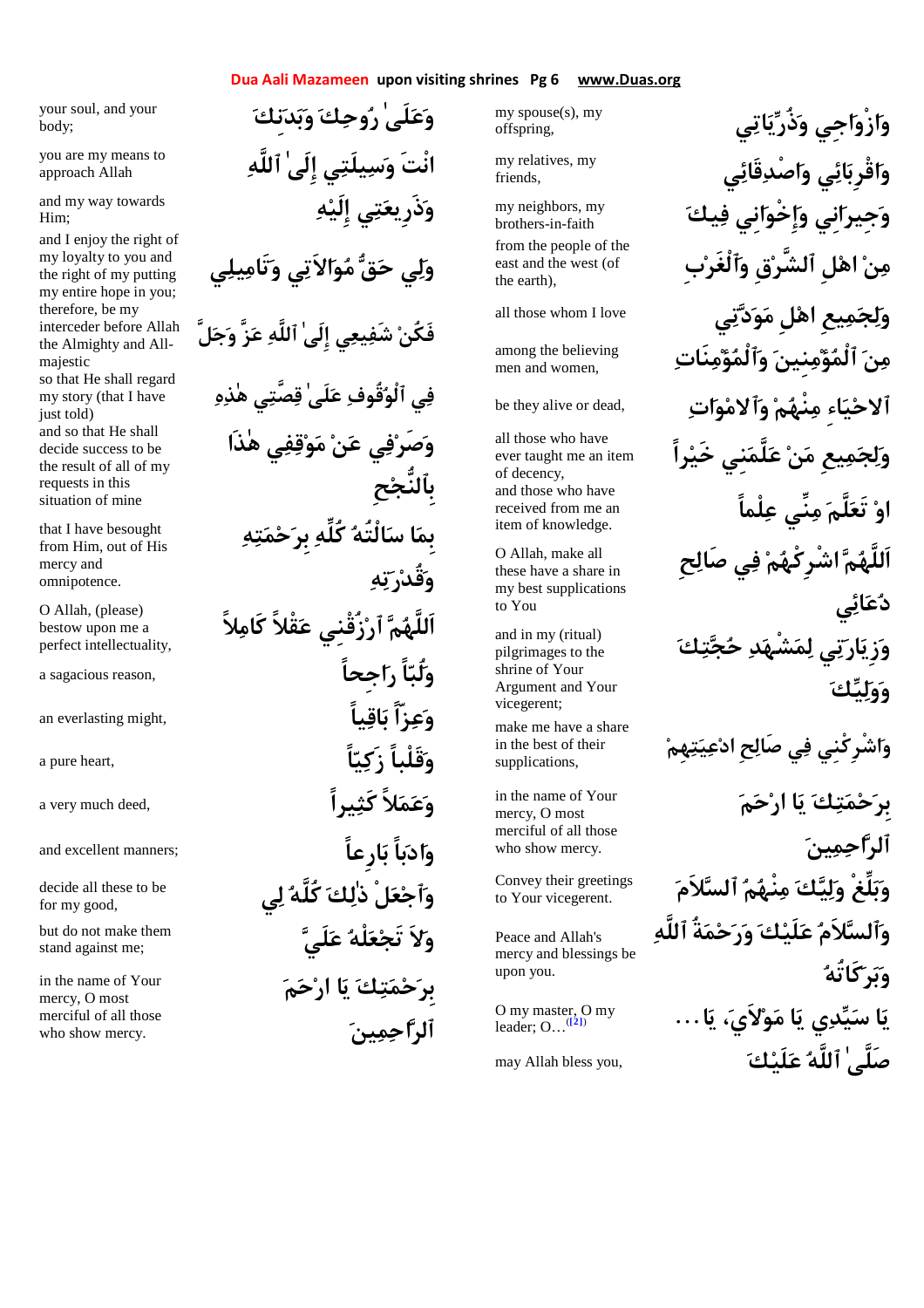| | |
|---|---|
| وَأَزْوَاجِي وَذُرِّيَّاتِي | my spouse(s), my offspring, |
| وَأَقْرِبَائِي وَأَصْدِقَائِي | my relatives, my friends, |
| وَجِيرَانِي وَإِخْوَانِي فِيكَ | my neighbors, my brothers-in-faith |
| مِنْ أَهْلِ ٱلشَّرْقِ وَٱلْغَرْبِ | from the people of the east and the west (of the earth), |
| وَلِجَمِيعِ أَهْلِ مَوَدَّتِي | all those whom I love |
| مِنَ ٱلْمُؤْمِنِينَ وَٱلْمُؤْمِنَاتِ | among the believing men and women, |
| ٱلأَحْيَاءِ مِنْهُمْ وَٱلأَمْوَاتِ | be they alive or dead, |
| وَلِجَمِيعِ مَنْ عَلَّمَنِي خَيْراً | all those who have ever taught me an item of decency, |
| أَوْ تَعَلَّمَ مِنِّي عِلْماً | and those who have received from me an item of knowledge. |
| اَللَّهُمَّ أَشْرِكْهُمْ فِي صَالِحِ دُعَائِي | O Allah, make all these have a share in my best supplications to You |
| وَزِيَارَتِي لِمَشْهَدِ حُجَّتِكَ وَوَلِيِّكَ | and in my (ritual) pilgrimages to the shrine of Your Argument and Your vicegerent; |
| وَأَشْرِكْنِي فِي صَالِحِ أَدْعِيَتِهِمْ | make me have a share in the best of their supplications, |
| بِرَحْمَتِكَ يَا أَرْحَمَ ٱلرَّاحِمِينَ | in the name of Your mercy, O most merciful of all those who show mercy. |
| وَبَلِّغْ وَلِيَّكَ مِنْهُمُ ٱلسَّلاَمَ | Convey their greetings to Your vicegerent. |
| وَٱلسَّلاَمُ عَلَيْكَ وَرَحْمَةُ ٱللَّهِ وَبَرَكَاتُهُ | Peace and Allah's mercy and blessings be upon you. |
| يَا سَيِّدِي يَا مَوْلاَيَ، يَا... | O my master, O my leader; O...[12] |
| صَلَّىٰ ٱللَّهُ عَلَيْكَ | may Allah bless you, |
| وَعَلَىٰ رُوحِكَ وَبَدَنِكَ | your soul, and your body; |
| أَنْتَ وَسِيلَتِي إِلَىٰ ٱللَّهِ | you are my means to approach Allah |
| وَذَرِيعَتِي إِلَيْهِ | and my way towards Him; |
| وَلِي حَقُّ مُوَالاَتِي وَتَأْمِيلِي | and I enjoy the right of my loyalty to you and the right of my putting my entire hope in you; |
| فَكُنْ شَفِيعِي إِلَىٰ ٱللَّهِ عَزَّ وَجَلَّ | therefore, be my interceder before Allah the Almighty and All-majestic |
| فِي ٱلْوُقُوفِ عَلَىٰ قِصَّتِي هٰذِهِ | so that He shall regard my story (that I have just told) |
| وَصَرْفِي عَنْ مَوْقِفِي هٰذَا بِٱلنُّجْحِ | and so that He shall decide success to be the result of all of my requests in this situation of mine |
| بِمَا سَأَلْتُهُ كُلِّهِ بِرَحْمَتِهِ وَقُدْرَتِهِ | that I have besought from Him, out of His mercy and omnipotence. |
| اَللَّهُمَّ ٱرْزُقْنِي عَقْلاً كَامِلاً | O Allah, (please) bestow upon me a perfect intellectuality, |
| وَلُبّاً رَاجِحاً | a sagacious reason, |
| وَعِزّاً بَاقِياً | an everlasting might, |
| وَقَلْباً زَكِيّاً | a pure heart, |
| وَعَمَلاً كَثِيراً | a very much deed, |
| وَأَدَباً بَارِعاً | and excellent manners; |
| وَٱجْعَلْ ذٰلِكَ كُلَّهُ لِي | decide all these to be for my good, |
| وَلاَ تَجْعَلْهُ عَلَيَّ | but do not make them stand against me; |
| بِرَحْمَتِكَ يَا أَرْحَمَ ٱلرَّاحِمِينَ | in the name of Your mercy, O most merciful of all those who show mercy. |